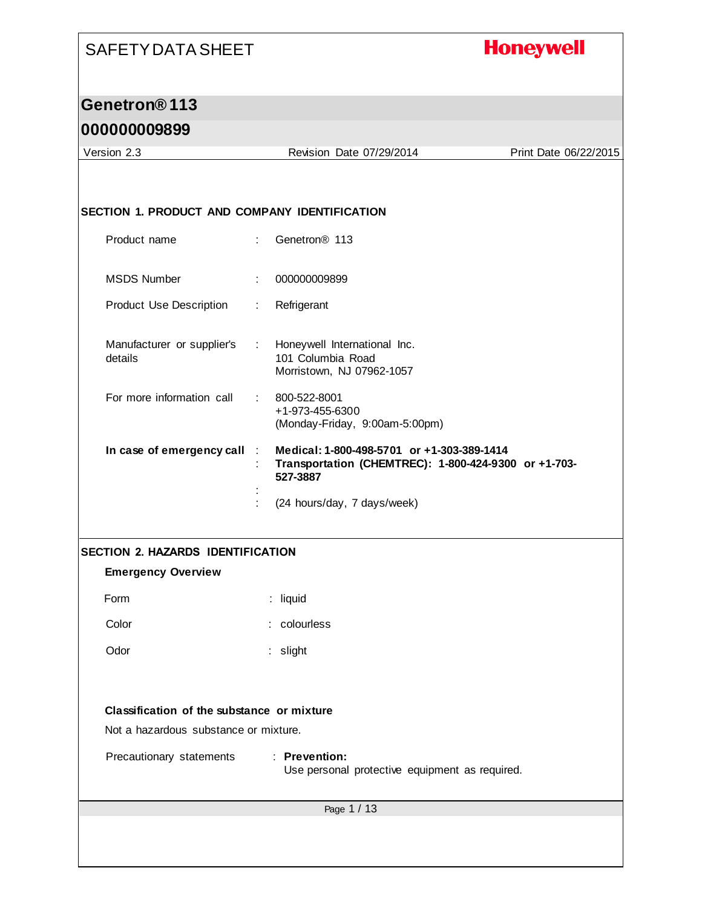# SAFETY DATA SHEET

**Honeywell**

## Genetron® 113

## 000000009899

Version 2.3 | Revision Date 07/29/2014 | Print Date 06/22/2015

### SECTION 1. PRODUCT AND COMPANY IDENTIFICATION

| | | |
|---|---|---|
| Product name | : | Genetron® 113 |
| MSDS Number | : | 000000009899 |
| Product Use Description | : | Refrigerant |
| Manufacturer or supplier's details | : | Honeywell International Inc.<br>101 Columbia Road<br>Morristown, NJ 07962-1057 |
| For more information call | : | 800-522-8001<br>+1-973-455-6300<br>(Monday-Friday, 9:00am-5:00pm) |
| **In case of emergency call** | : | **Medical: 1-800-498-5701 or +1-303-389-1414** |
| | : | **Transportation (CHEMTREC): 1-800-424-9300 or +1-703-527-3887** |
| | : | |
| | : | (24 hours/day, 7 days/week) |

### SECTION 2. HAZARDS IDENTIFICATION

**Emergency Overview**

| | | |
|---|---|---|
| Form | : | liquid |
| Color | : | colourless |
| Odor | : | slight |

**Classification of the substance or mixture**

Not a hazardous substance or mixture.

| | | |
|---|---|---|
| Precautionary statements | : | **Prevention:**<br>Use personal protective equipment as required. |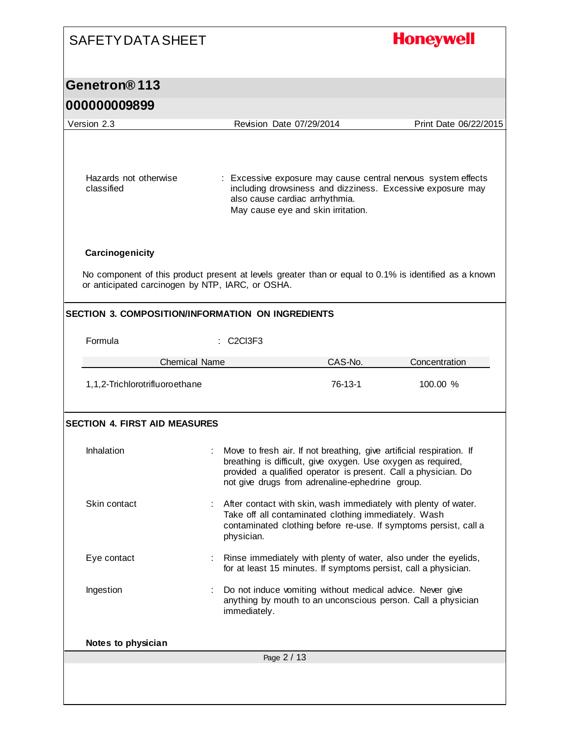Hazards not otherwise classified : Excessive exposure may cause central nervous system effects including drowsiness and dizziness. Excessive exposure may also cause cardiac arrhythmia.
May cause eye and skin irritation.

**Carcinogenicity**

No component of this product present at levels greater than or equal to 0.1% is identified as a known or anticipated carcinogen by NTP, IARC, or OSHA.

## SECTION 3. COMPOSITION/INFORMATION ON INGREDIENTS

Formula : $C_2Cl_3F_3$

| Chemical Name | CAS-No. | Concentration |
|---|---|---|
| 1,1,2-Trichlorotrifluoroethane | 76-13-1 | 100.00 % |

## SECTION 4. FIRST AID MEASURES

Inhalation : Move to fresh air. If not breathing, give artificial respiration. If breathing is difficult, give oxygen. Use oxygen as required, provided a qualified operator is present. Call a physician. Do not give drugs from adrenaline-ephedrine group.

Skin contact : After contact with skin, wash immediately with plenty of water. Take off all contaminated clothing immediately. Wash contaminated clothing before re-use. If symptoms persist, call a physician.

Eye contact : Rinse immediately with plenty of water, also under the eyelids, for at least 15 minutes. If symptoms persist, call a physician.

Ingestion : Do not induce vomiting without medical advice. Never give anything by mouth to an unconscious person. Call a physician immediately.

**Notes to physician**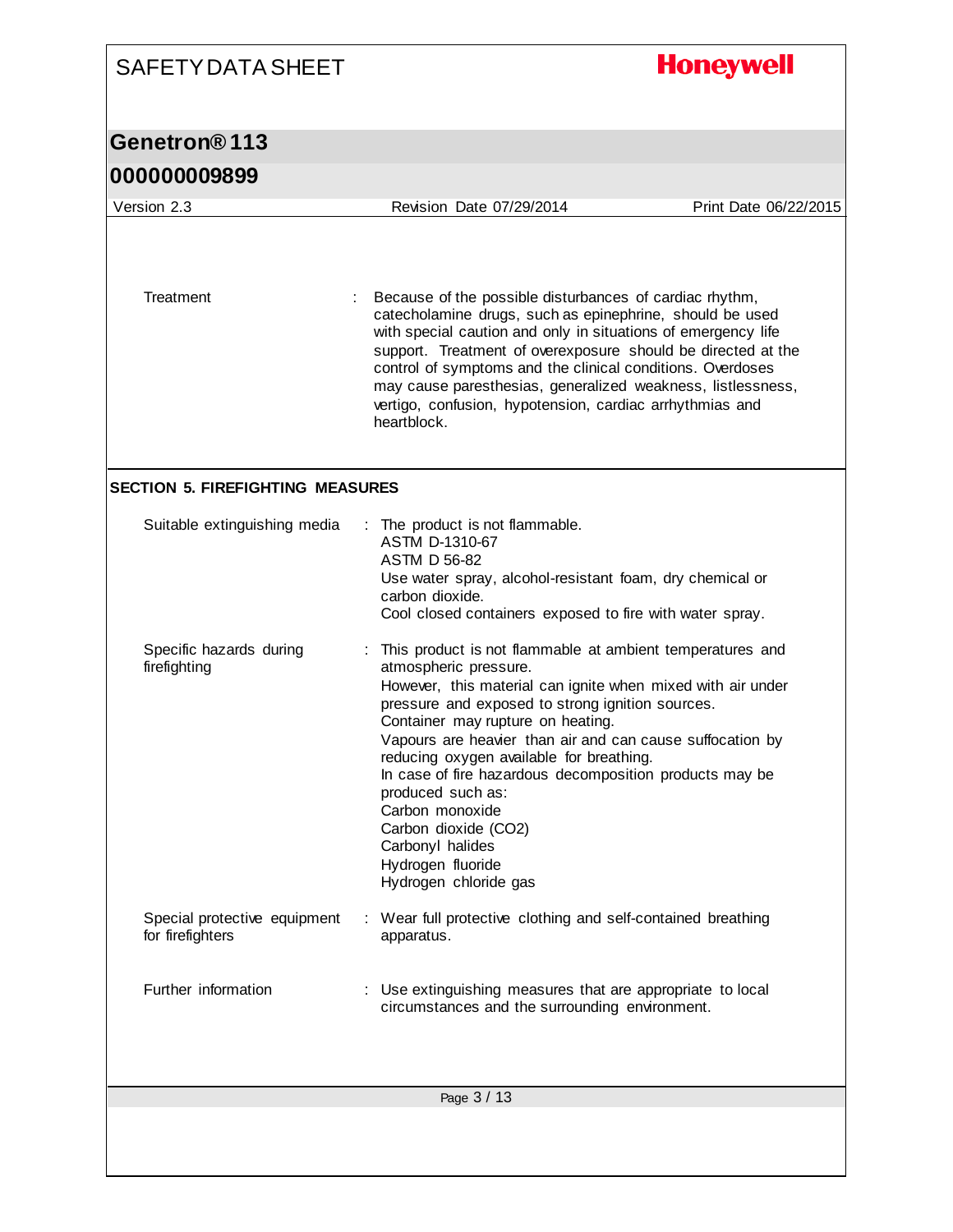| | | |
|---|---|---|
| Treatment | : | Because of the possible disturbances of cardiac rhythm, catecholamine drugs, such as epinephrine, should be used with special caution and only in situations of emergency life support. Treatment of overexposure should be directed at the control of symptoms and the clinical conditions. Overdoses may cause paresthesias, generalized weakness, listlessness, vertigo, confusion, hypotension, cardiac arrhythmias and heartblock. |

## SECTION 5. FIREFIGHTING MEASURES

| | | |
|---|---|---|
| Suitable extinguishing media | : | The product is not flammable.<br>ASTM D-1310-67<br>ASTM D 56-82<br>Use water spray, alcohol-resistant foam, dry chemical or carbon dioxide.<br>Cool closed containers exposed to fire with water spray. |
| Specific hazards during firefighting | : | This product is not flammable at ambient temperatures and atmospheric pressure.<br>However, this material can ignite when mixed with air under pressure and exposed to strong ignition sources.<br>Container may rupture on heating.<br>Vapours are heavier than air and can cause suffocation by reducing oxygen available for breathing.<br>In case of fire hazardous decomposition products may be produced such as:<br>Carbon monoxide<br>Carbon dioxide ($CO_2$)<br>Carbonyl halides<br>Hydrogen fluoride<br>Hydrogen chloride gas |
| Special protective equipment for firefighters | : | Wear full protective clothing and self-contained breathing apparatus. |
| Further information | : | Use extinguishing measures that are appropriate to local circumstances and the surrounding environment. |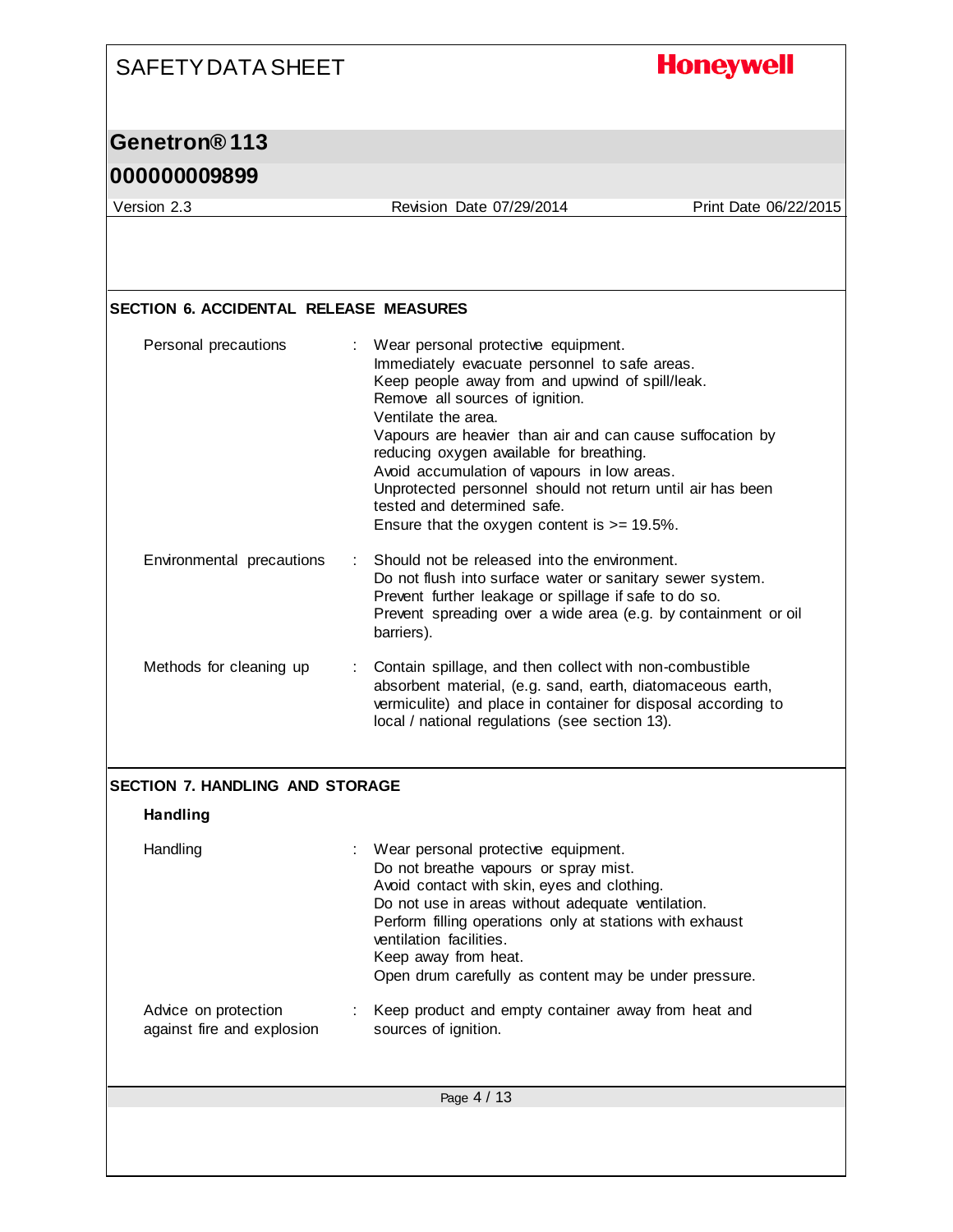## SECTION 6. ACCIDENTAL RELEASE MEASURES

| | | |
|---|---|---|
| Personal precautions | : | Wear personal protective equipment.<br>Immediately evacuate personnel to safe areas.<br>Keep people away from and upwind of spill/leak.<br>Remove all sources of ignition.<br>Ventilate the area.<br>Vapours are heavier than air and can cause suffocation by reducing oxygen available for breathing.<br>Avoid accumulation of vapours in low areas.<br>Unprotected personnel should not return until air has been tested and determined safe.<br>Ensure that the oxygen content is >= 19.5%. |
| Environmental precautions | : | Should not be released into the environment.<br>Do not flush into surface water or sanitary sewer system.<br>Prevent further leakage or spillage if safe to do so.<br>Prevent spreading over a wide area (e.g. by containment or oil barriers). |
| Methods for cleaning up | : | Contain spillage, and then collect with non-combustible absorbent material, (e.g. sand, earth, diatomaceous earth, vermiculite) and place in container for disposal according to local / national regulations (see section 13). |

## SECTION 7. HANDLING AND STORAGE

### Handling

| | | |
|---|---|---|
| Handling | : | Wear personal protective equipment.<br>Do not breathe vapours or spray mist.<br>Avoid contact with skin, eyes and clothing.<br>Do not use in areas without adequate ventilation.<br>Perform filling operations only at stations with exhaust ventilation facilities.<br>Keep away from heat.<br>Open drum carefully as content may be under pressure. |
| Advice on protection against fire and explosion | : | Keep product and empty container away from heat and sources of ignition. |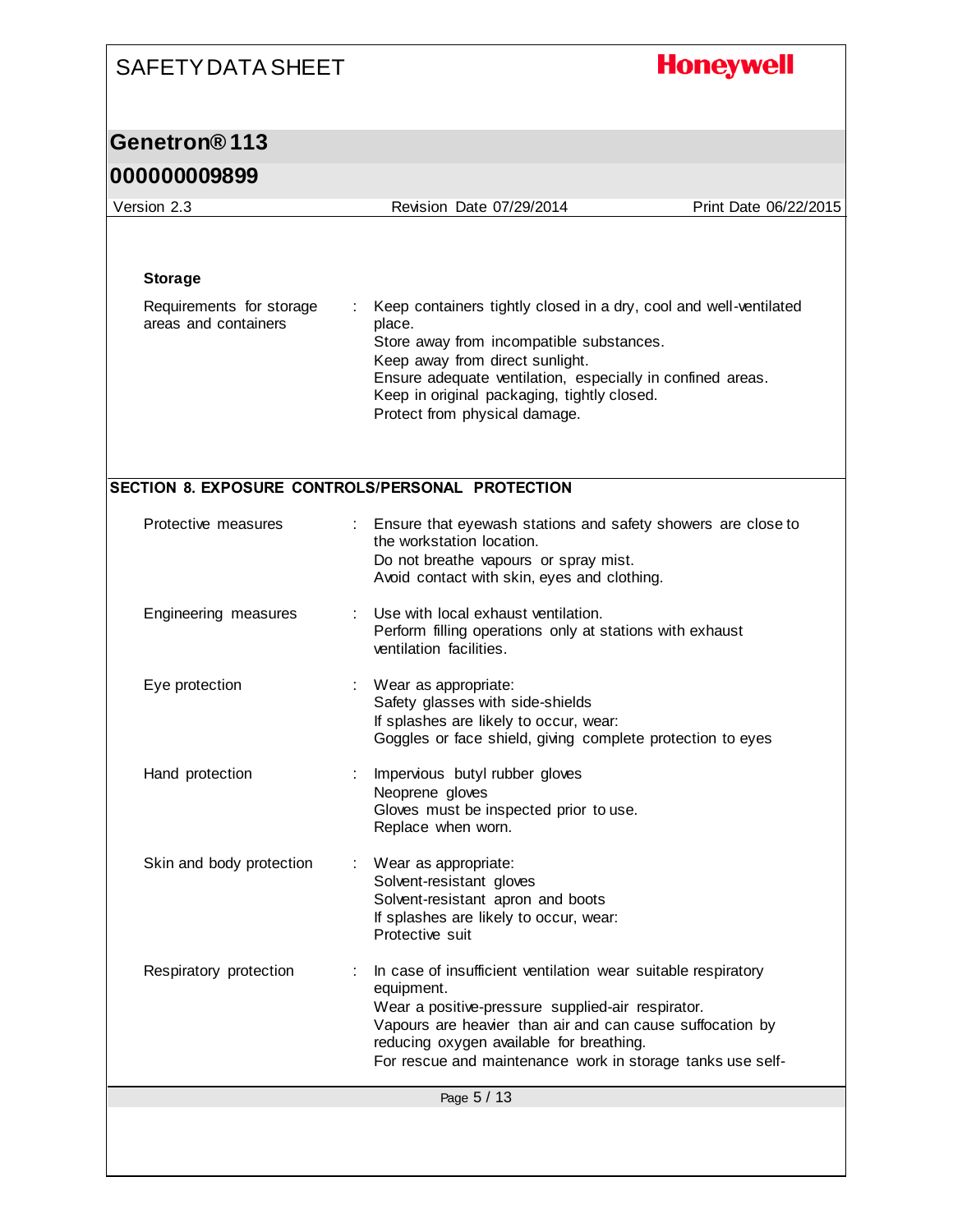### Storage

Requirements for storage areas and containers : Keep containers tightly closed in a dry, cool and well-ventilated place.
Store away from incompatible substances.
Keep away from direct sunlight.
Ensure adequate ventilation, especially in confined areas.
Keep in original packaging, tightly closed.
Protect from physical damage.

## SECTION 8. EXPOSURE CONTROLS/PERSONAL PROTECTION

Protective measures : Ensure that eyewash stations and safety showers are close to the workstation location.
Do not breathe vapours or spray mist.
Avoid contact with skin, eyes and clothing.

Engineering measures : Use with local exhaust ventilation.
Perform filling operations only at stations with exhaust ventilation facilities.

Eye protection : Wear as appropriate:
Safety glasses with side-shields
If splashes are likely to occur, wear:
Goggles or face shield, giving complete protection to eyes

Hand protection : Impervious butyl rubber gloves
Neoprene gloves
Gloves must be inspected prior to use.
Replace when worn.

Skin and body protection : Wear as appropriate:
Solvent-resistant gloves
Solvent-resistant apron and boots
If splashes are likely to occur, wear:
Protective suit

Respiratory protection : In case of insufficient ventilation wear suitable respiratory equipment.
Wear a positive-pressure supplied-air respirator.
Vapours are heavier than air and can cause suffocation by reducing oxygen available for breathing.
For rescue and maintenance work in storage tanks use self-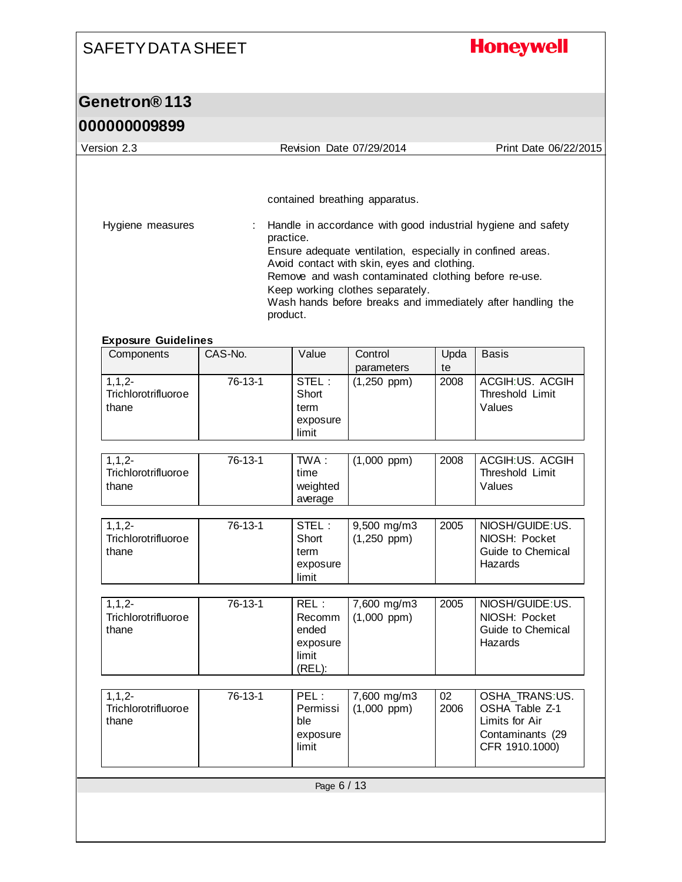contained breathing apparatus.

Hygiene measures : Handle in accordance with good industrial hygiene and safety practice.
Ensure adequate ventilation, especially in confined areas.
Avoid contact with skin, eyes and clothing.
Remove and wash contaminated clothing before re-use.
Keep working clothes separately.
Wash hands before breaks and immediately after handling the product.

**Exposure Guidelines**

| Components | CAS-No. | Value | Control parameters | Update | Basis |
|---|---|---|---|---|---|
| 1,1,2-Trichlorotrifluoroethane | 76-13-1 | STEL : Short term exposure limit | (1,250 ppm) | 2008 | ACGIH:US. ACGIH Threshold Limit Values |
| 1,1,2-Trichlorotrifluoroethane | 76-13-1 | TWA : time weighted average | (1,000 ppm) | 2008 | ACGIH:US. ACGIH Threshold Limit Values |
| 1,1,2-Trichlorotrifluoroethane | 76-13-1 | STEL : Short term exposure limit | 9,500 mg/m3 (1,250 ppm) | 2005 | NIOSH/GUIDE:US. NIOSH: Pocket Guide to Chemical Hazards |
| 1,1,2-Trichlorotrifluoroethane | 76-13-1 | REL : Recommended exposure limit (REL): | 7,600 mg/m3 (1,000 ppm) | 2005 | NIOSH/GUIDE:US. NIOSH: Pocket Guide to Chemical Hazards |
| 1,1,2-Trichlorotrifluoroethane | 76-13-1 | PEL : Permissible exposure limit | 7,600 mg/m3 (1,000 ppm) | 02 2006 | OSHA_TRANS:US. OSHA Table Z-1 Limits for Air Contaminants (29 CFR 1910.1000) |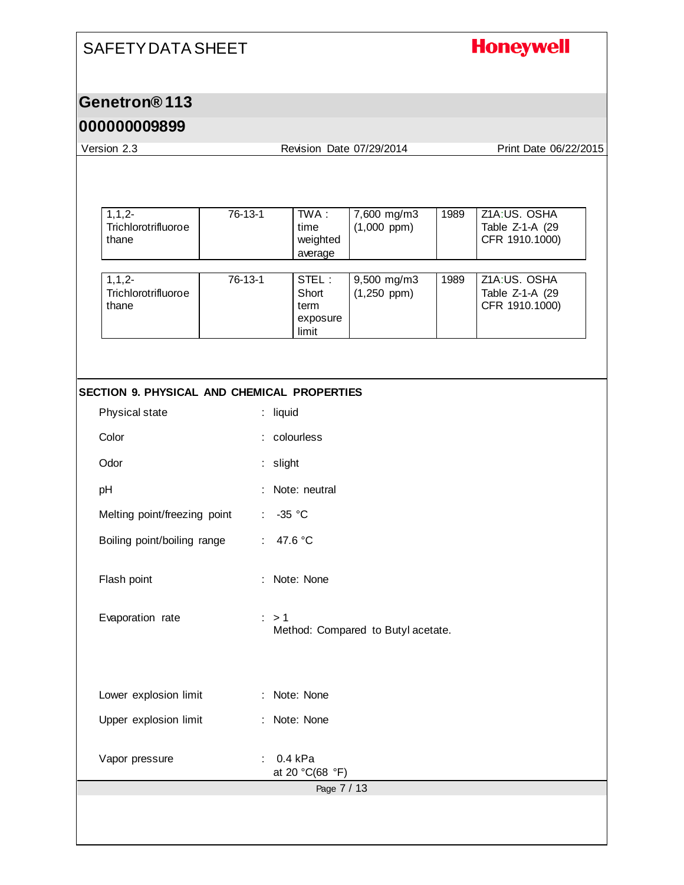| | | | | | |
|---|---|---|---|---|---|
| 1,1,2-Trichlorotrifluoroethane | 76-13-1 | TWA : time weighted average | 7,600 mg/m3 (1,000 ppm) | 1989 | Z1A:US. OSHA Table Z-1-A (29 CFR 1910.1000) |
| 1,1,2-Trichlorotrifluoroethane | 76-13-1 | STEL : Short term exposure limit | 9,500 mg/m3 (1,250 ppm) | 1989 | Z1A:US. OSHA Table Z-1-A (29 CFR 1910.1000) |

## SECTION 9. PHYSICAL AND CHEMICAL PROPERTIES

Physical state : liquid

Color : colourless

Odor : slight

pH : Note: neutral

Melting point/freezing point : -35 °C

Boiling point/boiling range : 47.6 °C

Flash point : Note: None

Evaporation rate : > 1
Method: Compared to Butyl acetate.

Lower explosion limit : Note: None

Upper explosion limit : Note: None

Vapor pressure : 0.4 kPa
at 20 °C(68 °F)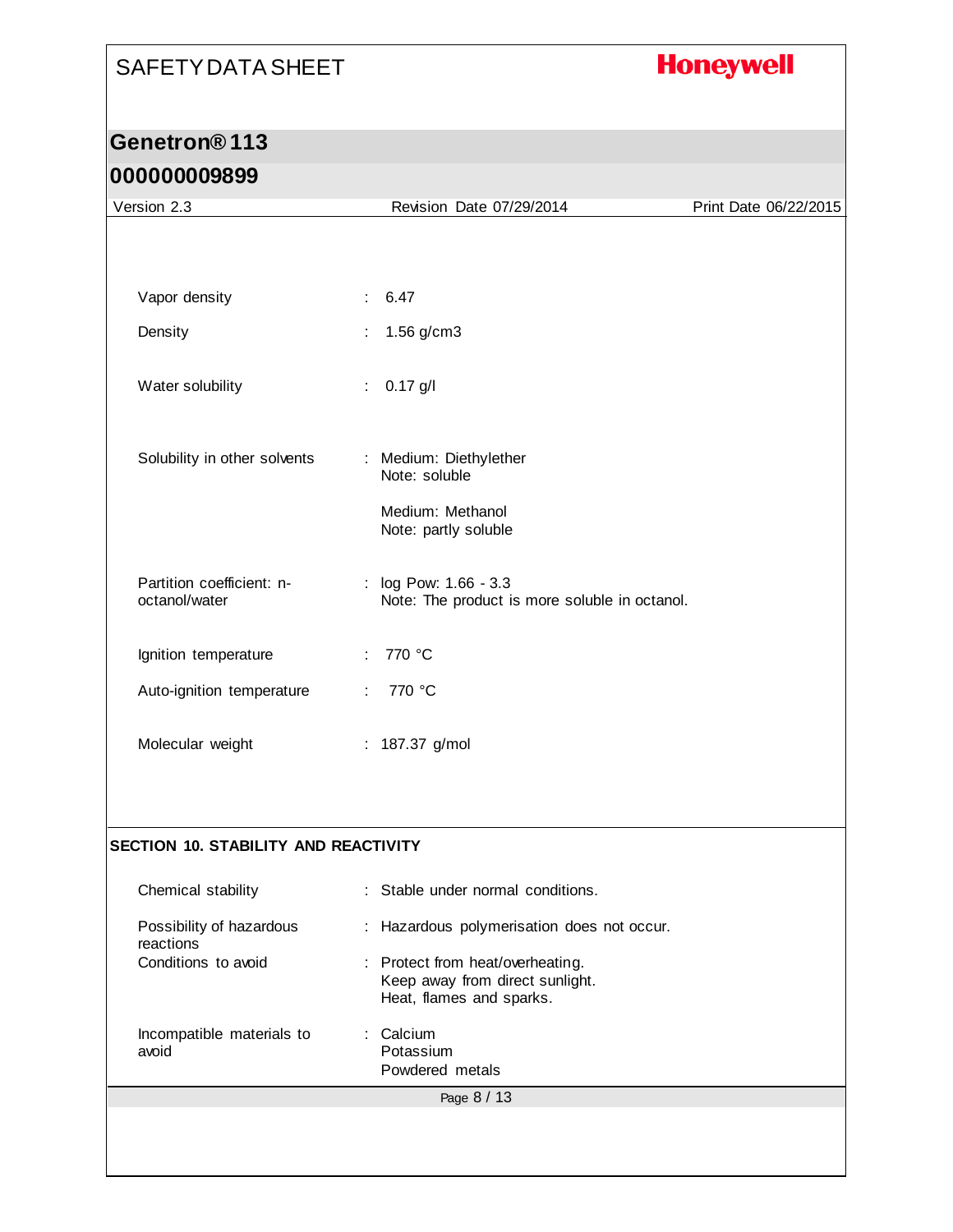| | | |
|---|---|---|
| Vapor density | : | 6.47 |
| Density | : | 1.56 g/cm3 |
| Water solubility | : | 0.17 g/l |
| Solubility in other solvents | : | Medium: Diethylether<br>Note: soluble<br><br>Medium: Methanol<br>Note: partly soluble |
| Partition coefficient: n-octanol/water | : | log Pow: 1.66 - 3.3<br>Note: The product is more soluble in octanol. |
| Ignition temperature | : | 770 °C |
| Auto-ignition temperature | : | 770 °C |
| Molecular weight | : | 187.37 g/mol |

## SECTION 10. STABILITY AND REACTIVITY

| | | |
|---|---|---|
| Chemical stability | : | Stable under normal conditions. |
| Possibility of hazardous reactions | : | Hazardous polymerisation does not occur. |
| Conditions to avoid | : | Protect from heat/overheating.<br>Keep away from direct sunlight.<br>Heat, flames and sparks. |
| Incompatible materials to avoid | : | Calcium<br>Potassium<br>Powdered metals |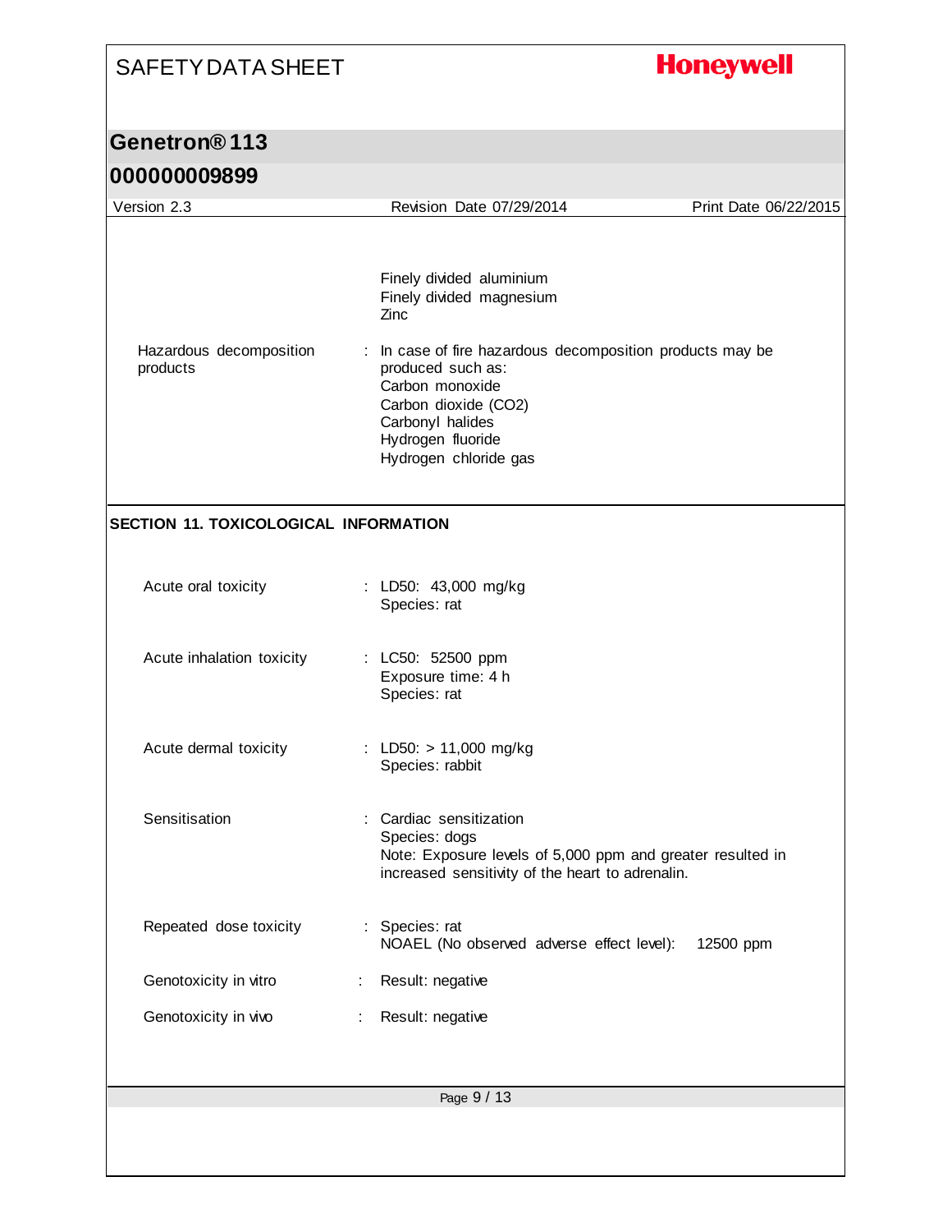Finely divided aluminium
Finely divided magnesium
Zinc

| | |
|---|---|
| Hazardous decomposition products | : In case of fire hazardous decomposition products may be produced such as:<br>Carbon monoxide<br>Carbon dioxide ($CO_2$)<br>Carbonyl halides<br>Hydrogen fluoride<br>Hydrogen chloride gas |

## SECTION 11. TOXICOLOGICAL INFORMATION

| | |
|---|---|
| Acute oral toxicity | : LD50: 43,000 mg/kg<br>Species: rat |
| Acute inhalation toxicity | : LC50: 52500 ppm<br>Exposure time: 4 h<br>Species: rat |
| Acute dermal toxicity | : LD50: > 11,000 mg/kg<br>Species: rabbit |
| Sensitisation | : Cardiac sensitization<br>Species: dogs<br>Note: Exposure levels of 5,000 ppm and greater resulted in increased sensitivity of the heart to adrenalin. |
| Repeated dose toxicity | : Species: rat<br>NOAEL (No observed adverse effect level): 12500 ppm |
| Genotoxicity in vitro | : Result: negative |
| Genotoxicity in vivo | : Result: negative |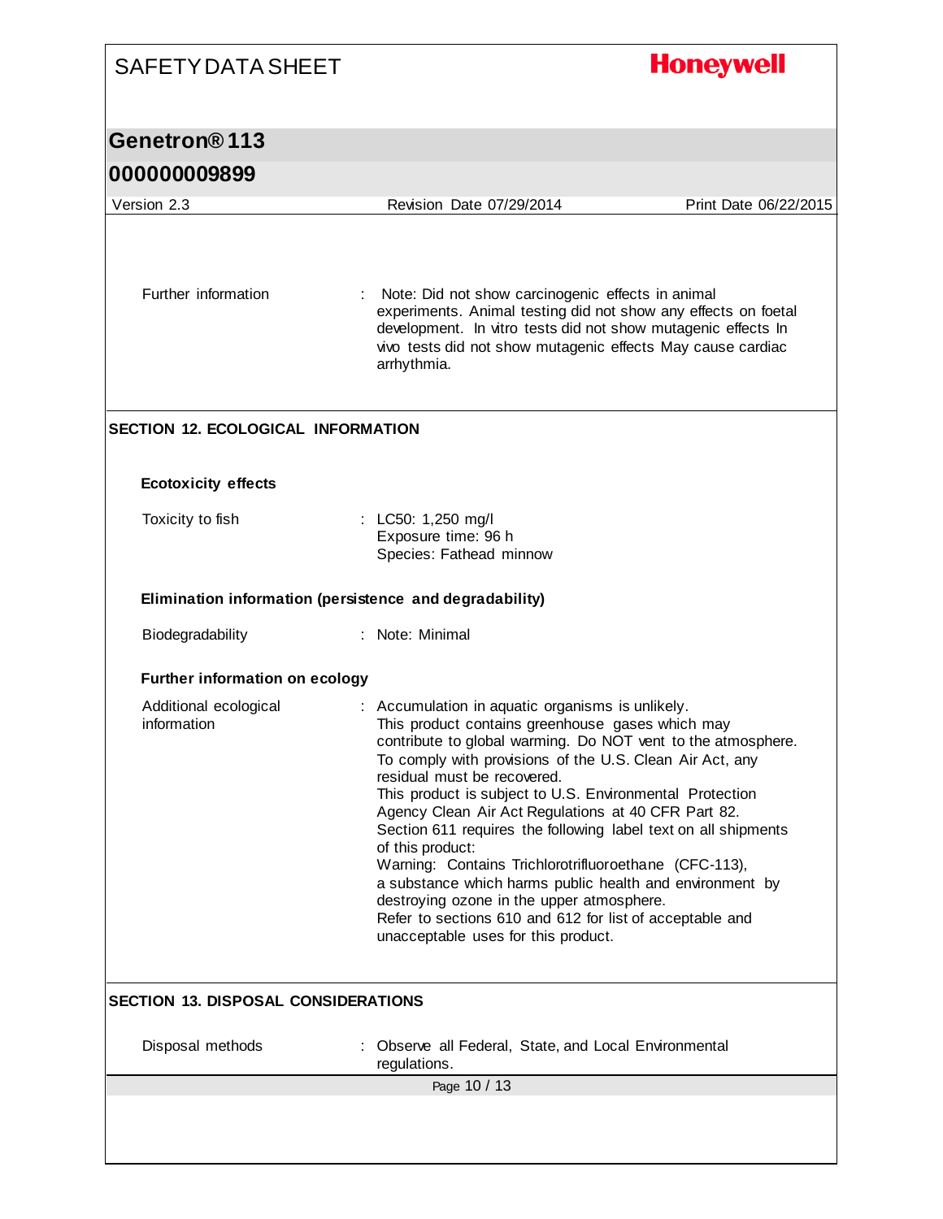| | |
|---|---|
| Further information | : Note: Did not show carcinogenic effects in animal experiments. Animal testing did not show any effects on foetal development. In vitro tests did not show mutagenic effects In vivo tests did not show mutagenic effects May cause cardiac arrhythmia. |

## SECTION 12. ECOLOGICAL INFORMATION

### Ecotoxicity effects

| | |
|---|---|
| Toxicity to fish | : LC50: 1,250 mg/l<br>Exposure time: 96 h<br>Species: Fathead minnow |

### Elimination information (persistence and degradability)

| | |
|---|---|
| Biodegradability | : Note: Minimal |

### Further information on ecology

| | |
|---|---|
| Additional ecological information | : Accumulation in aquatic organisms is unlikely.<br>This product contains greenhouse gases which may contribute to global warming. Do NOT vent to the atmosphere. To comply with provisions of the U.S. Clean Air Act, any residual must be recovered.<br>This product is subject to U.S. Environmental Protection Agency Clean Air Act Regulations at 40 CFR Part 82.<br>Section 611 requires the following label text on all shipments of this product:<br>Warning: Contains Trichlorotrifluoroethane (CFC-113), a substance which harms public health and environment by destroying ozone in the upper atmosphere.<br>Refer to sections 610 and 612 for list of acceptable and unacceptable uses for this product. |

## SECTION 13. DISPOSAL CONSIDERATIONS

| | |
|---|---|
| Disposal methods | : Observe all Federal, State, and Local Environmental regulations. |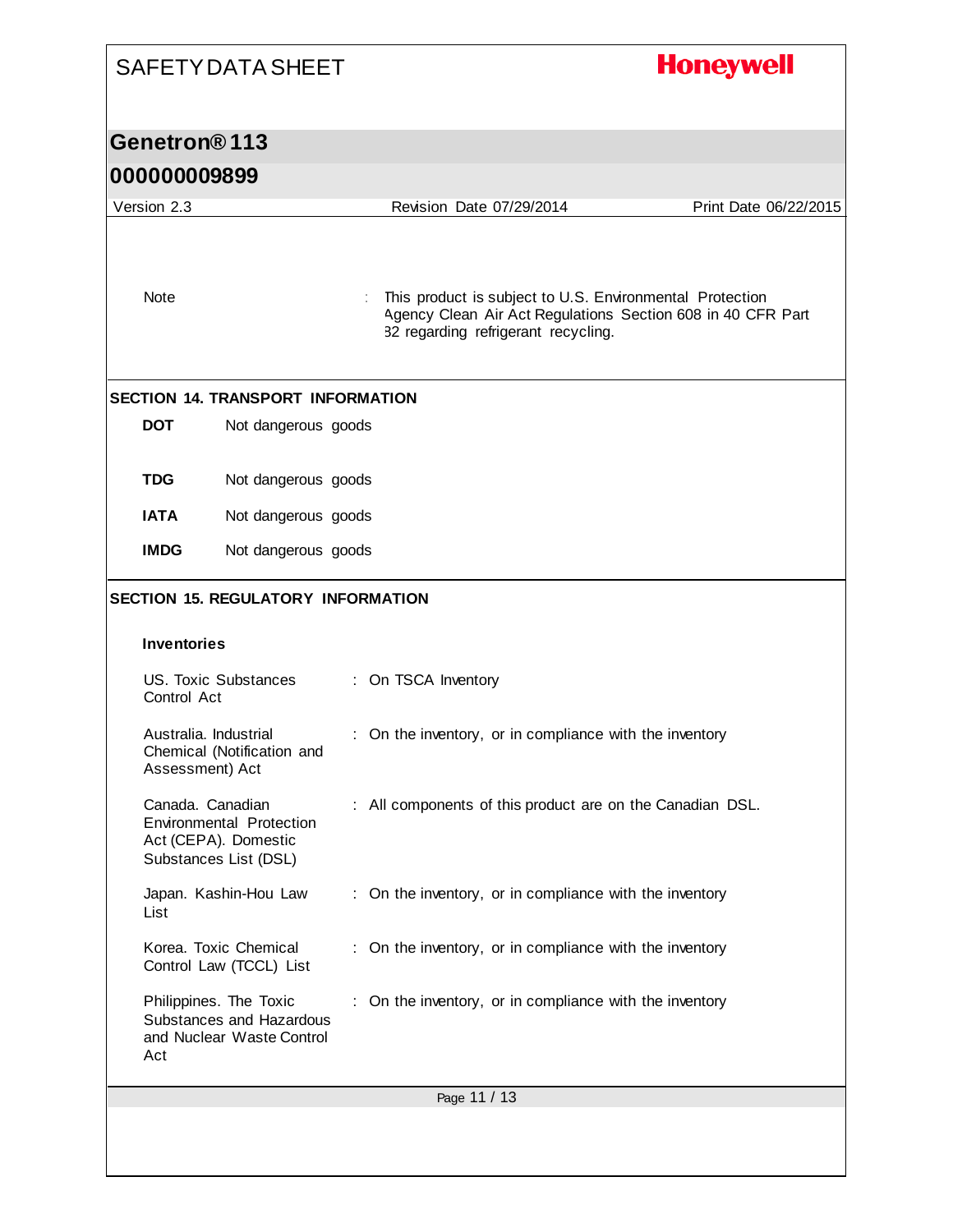| | |
|---|---|
| Note | : This product is subject to U.S. Environmental Protection Agency Clean Air Act Regulations Section 608 in 40 CFR Part 82 regarding refrigerant recycling. |

## SECTION 14. TRANSPORT INFORMATION

| | |
|---|---|
| **DOT** | Not dangerous goods |
| **TDG** | Not dangerous goods |
| **IATA** | Not dangerous goods |
| **IMDG** | Not dangerous goods |

## SECTION 15. REGULATORY INFORMATION

### Inventories

| | |
|---|---|
| US. Toxic Substances Control Act | : On TSCA Inventory |
| Australia. Industrial Chemical (Notification and Assessment) Act | : On the inventory, or in compliance with the inventory |
| Canada. Canadian Environmental Protection Act (CEPA). Domestic Substances List (DSL) | : All components of this product are on the Canadian DSL. |
| Japan. Kashin-Hou Law List | : On the inventory, or in compliance with the inventory |
| Korea. Toxic Chemical Control Law (TCCL) List | : On the inventory, or in compliance with the inventory |
| Philippines. The Toxic Substances and Hazardous and Nuclear Waste Control Act | : On the inventory, or in compliance with the inventory |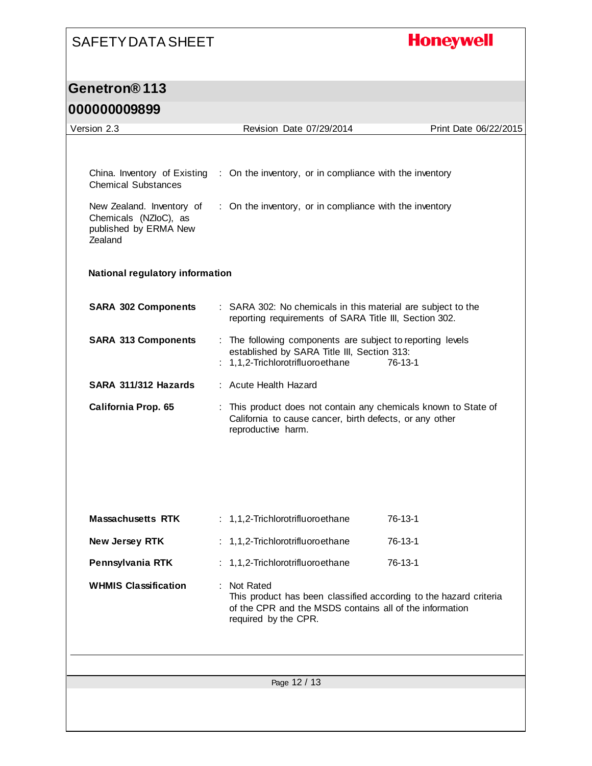China. Inventory of Existing Chemical Substances : On the inventory, or in compliance with the inventory

New Zealand. Inventory of Chemicals (NZIoC), as published by ERMA New Zealand : On the inventory, or in compliance with the inventory

**National regulatory information**

| | | |
|---|---|---|
| **SARA 302 Components** | : SARA 302: No chemicals in this material are subject to the reporting requirements of SARA Title III, Section 302. | |
| **SARA 313 Components** | : The following components are subject to reporting levels established by SARA Title III, Section 313: | |
| | : 1,1,2-Trichlorotrifluoroethane | 76-13-1 |
| **SARA 311/312 Hazards** | : Acute Health Hazard | |
| **California Prop. 65** | : This product does not contain any chemicals known to State of California to cause cancer, birth defects, or any other reproductive harm. | |
| **Massachusetts RTK** | : 1,1,2-Trichlorotrifluoroethane | 76-13-1 |
| **New Jersey RTK** | : 1,1,2-Trichlorotrifluoroethane | 76-13-1 |
| **Pennsylvania RTK** | : 1,1,2-Trichlorotrifluoroethane | 76-13-1 |
| **WHMIS Classification** | : Not Rated<br>This product has been classified according to the hazard criteria of the CPR and the MSDS contains all of the information required by the CPR. | |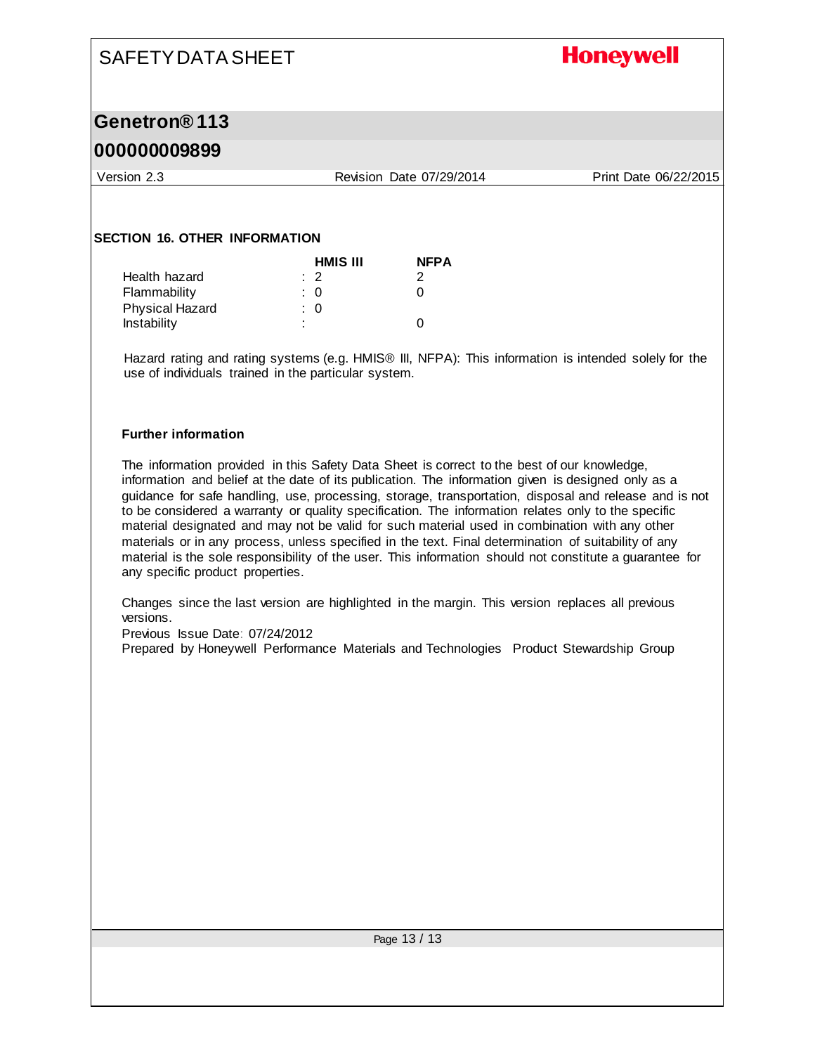## SECTION 16. OTHER INFORMATION

| | HMIS III | NFPA |
|---|---|---|
| Health hazard | : 2 | 2 |
| Flammability | : 0 | 0 |
| Physical Hazard | : 0 | |
| Instability | : | 0 |

Hazard rating and rating systems (e.g. HMIS® III, NFPA): This information is intended solely for the use of individuals trained in the particular system.

### Further information

The information provided in this Safety Data Sheet is correct to the best of our knowledge, information and belief at the date of its publication. The information given is designed only as a guidance for safe handling, use, processing, storage, transportation, disposal and release and is not to be considered a warranty or quality specification. The information relates only to the specific material designated and may not be valid for such material used in combination with any other materials or in any process, unless specified in the text. Final determination of suitability of any material is the sole responsibility of the user. This information should not constitute a guarantee for any specific product properties.

Changes since the last version are highlighted in the margin. This version replaces all previous versions.

Previous Issue Date: 07/24/2012

Prepared by Honeywell Performance Materials and Technologies Product Stewardship Group